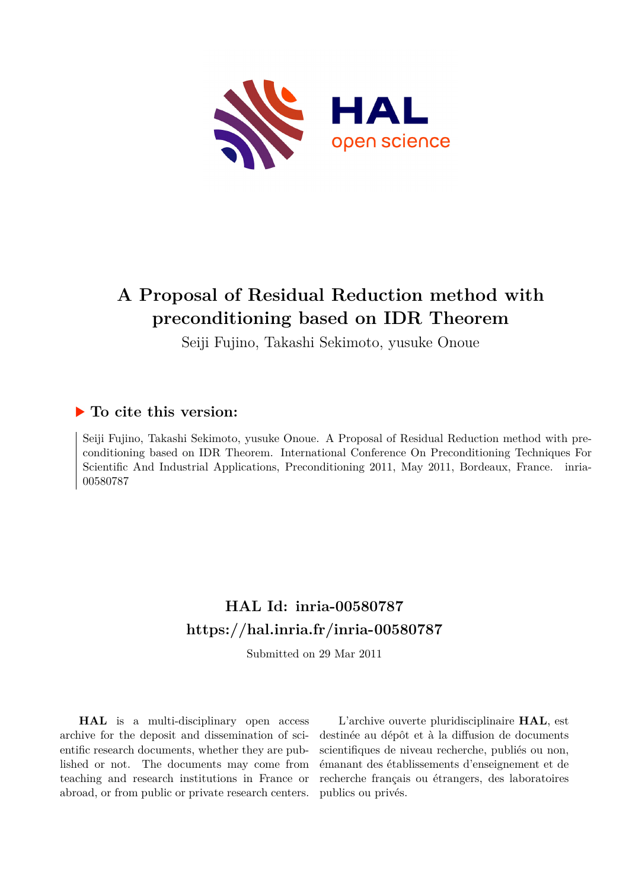# A Proposal of Residual Reduction method with preconditioning based on IDR Theorem

Seiji Fujino, Takashi Sekimoto, yusuke Onoue

## ▶ To cite this version:

Seiji Fujino, Takashi Sekimoto, yusuke Onoue. A Proposal of Residual Reduction method with preconditioning based on IDR Theorem. International Conference On Preconditioning Techniques For Scientific And Industrial Applications, Preconditioning 2011, May 2011, Bordeaux, France. inria-00580787

## HAL Id: inria-00580787
## https://hal.inria.fr/inria-00580787

Submitted on 29 Mar 2011

**HAL** is a multi-disciplinary open access archive for the deposit and dissemination of scientific research documents, whether they are published or not. The documents may come from teaching and research institutions in France or abroad, or from public or private research centers.

L'archive ouverte pluridisciplinaire **HAL**, est destinée au dépôt et à la diffusion de documents scientifiques de niveau recherche, publiés ou non, émanant des établissements d'enseignement et de recherche français ou étrangers, des laboratoires publics ou privés.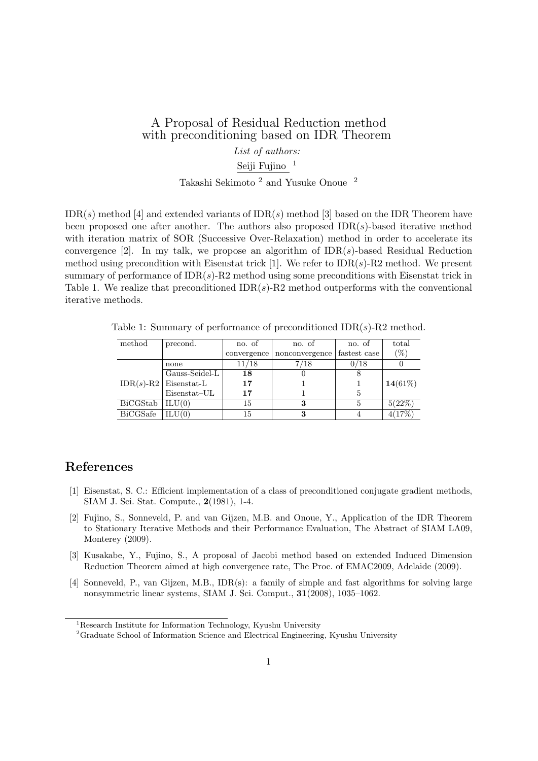# A Proposal of Residual Reduction method with preconditioning based on IDR Theorem

*List of authors:*

Seiji Fujino [1]

Takashi Sekimoto [2] and Yusuke Onoue [2]

IDR($s$) method [4] and extended variants of IDR($s$) method [3] based on the IDR Theorem have been proposed one after another. The authors also proposed IDR($s$)-based iterative method with iteration matrix of SOR (Successive Over-Relaxation) method in order to accelerate its convergence [2]. In my talk, we propose an algorithm of IDR($s$)-based Residual Reduction method using precondition with Eisenstat trick [1]. We refer to IDR($s$)-R2 method. We present summary of performance of IDR($s$)-R2 method using some preconditions with Eisenstat trick in Table 1. We realize that preconditioned IDR($s$)-R2 method outperforms with the conventional iterative methods.

Table 1: Summary of performance of preconditioned IDR($s$)-R2 method.

| method | precond. | no. of convergence | no. of nonconvergence | no. of fastest case | total (%) |
|---|---|---|---|---|---|
| | none | 11/18 | 7/18 | 0/18 | 0 |
| | Gauss-Seidel-L | **18** | 0 | 8 | |
| IDR($s$)-R2 | Eisenstat-L | **17** | 1 | 1 | **14**(61%) |
| | Eisenstat–UL | **17** | 1 | 5 | |
| BiCGStab | ILU(0) | 15 | **3** | 5 | 5(22%) |
| BiCGSafe | ILU(0) | 15 | **3** | 4 | 4(17%) |

## References

[1] Eisenstat, S. C.: Efficient implementation of a class of preconditioned conjugate gradient methods, SIAM J. Sci. Stat. Compute., **2**(1981), 1-4.

[2] Fujino, S., Sonneveld, P. and van Gijzen, M.B. and Onoue, Y., Application of the IDR Theorem to Stationary Iterative Methods and their Performance Evaluation, The Abstract of SIAM LA09, Monterey (2009).

[3] Kusakabe, Y., Fujino, S., A proposal of Jacobi method based on extended Induced Dimension Reduction Theorem aimed at high convergence rate, The Proc. of EMAC2009, Adelaide (2009).

[4] Sonneveld, P., van Gijzen, M.B., IDR(s): a family of simple and fast algorithms for solving large nonsymmetric linear systems, SIAM J. Sci. Comput., **31**(2008), 1035–1062.

[1] Research Institute for Information Technology, Kyushu University

[2] Graduate School of Information Science and Electrical Engineering, Kyushu University